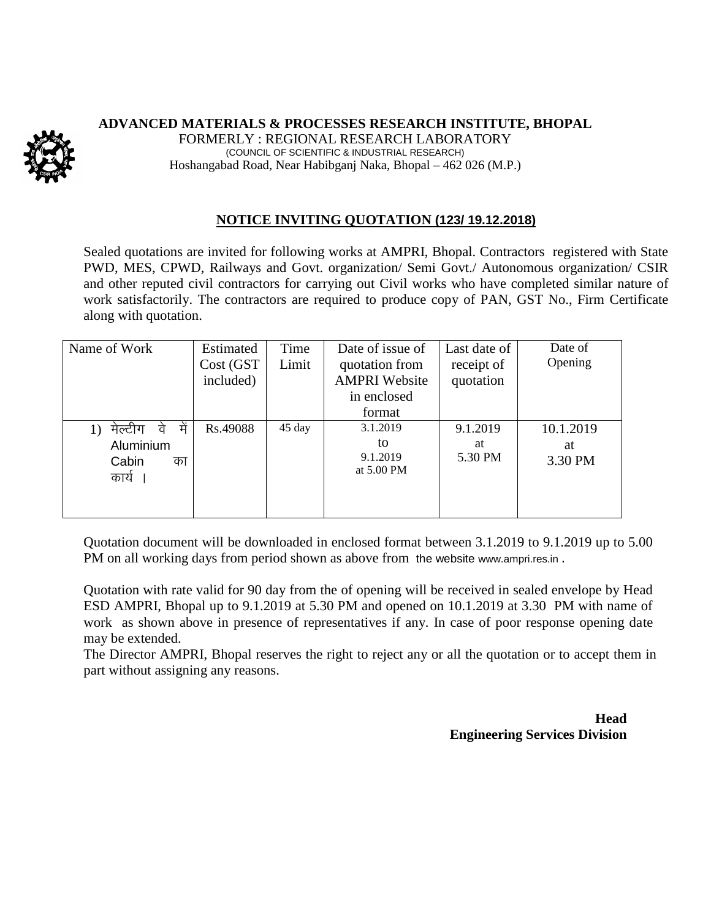**ADVANCED MATERIALS & PROCESSES RESEARCH INSTITUTE, BHOPAL**
FORMERLY : REGIONAL RESEARCH LABORATORY
(COUNCIL OF SCIENTIFIC & INDUSTRIAL RESEARCH)
Hoshangabad Road, Near Habibganj Naka, Bhopal – 462 026 (M.P.)

## NOTICE INVITING QUOTATION (123/ 19.12.2018)

Sealed quotations are invited for following works at AMPRI, Bhopal. Contractors registered with State PWD, MES, CPWD, Railways and Govt. organization/ Semi Govt./ Autonomous organization/ CSIR and other reputed civil contractors for carrying out Civil works who have completed similar nature of work satisfactorily. The contractors are required to produce copy of PAN, GST No., Firm Certificate along with quotation.

| Name of Work | Estimated Cost (GST included) | Time Limit | Date of issue of quotation from AMPRI Website in enclosed format | Last date of receipt of quotation | Date of Opening |
|---|---|---|---|---|---|
| 1) मेल्टीग वे में Aluminium Cabin का कार्य । | Rs.49088 | 45 day | 3.1.2019 to 9.1.2019 at 5.00 PM | 9.1.2019 at 5.30 PM | 10.1.2019 at 3.30 PM |

Quotation document will be downloaded in enclosed format between 3.1.2019 to 9.1.2019 up to 5.00 PM on all working days from period shown as above from the website www.ampri.res.in .

Quotation with rate valid for 90 day from the of opening will be received in sealed envelope by Head ESD AMPRI, Bhopal up to 9.1.2019 at 5.30 PM and opened on 10.1.2019 at 3.30 PM with name of work as shown above in presence of representatives if any. In case of poor response opening date may be extended.

The Director AMPRI, Bhopal reserves the right to reject any or all the quotation or to accept them in part without assigning any reasons.

**Head**
**Engineering Services Division**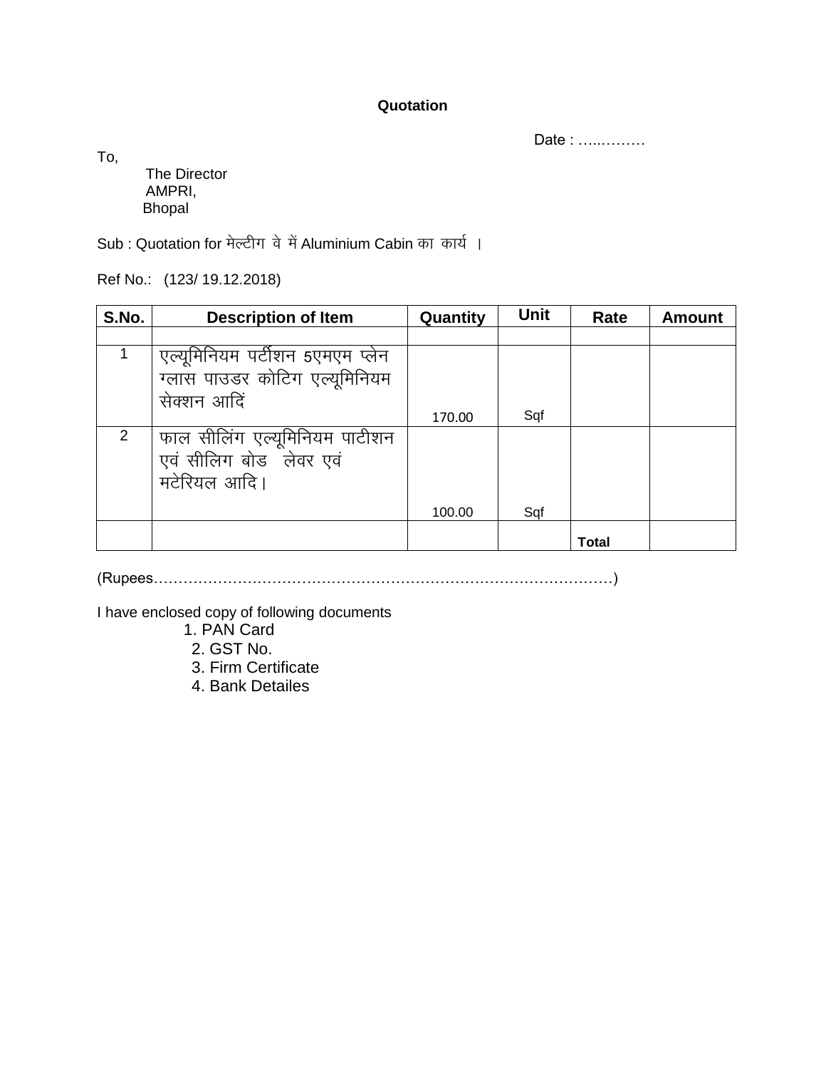# Quotation

Date : …..………

To,

The Director
AMPRI,
Bhopal

Sub : Quotation for मेल्टीग वे में Aluminium Cabin का कार्य ।

Ref No.: (123/ 19.12.2018)

| S.No. | Description of Item | Quantity | Unit | Rate | Amount |
|---|---|---|---|---|---|
| | | | | | |
| 1 | एल्यूमिनियम पर्टीशन 5एमएम प्लेन ग्लास पाउडर कोटिग एल्यूमिनियम सेक्शन आदिं | 170.00 | Sqf | | |
| 2 | फाल सीलिंग एल्यूमिनियम पाटीशन एवं सीलिग बोड लेवर एवं मटेरियल आदि। | 100.00 | Sqf | | |
| | | | | **Total** | |

(Rupees…………………………………………………………………………………)

I have enclosed copy of following documents

1. PAN Card
2. GST No.
3. Firm Certificate
4. Bank Detailes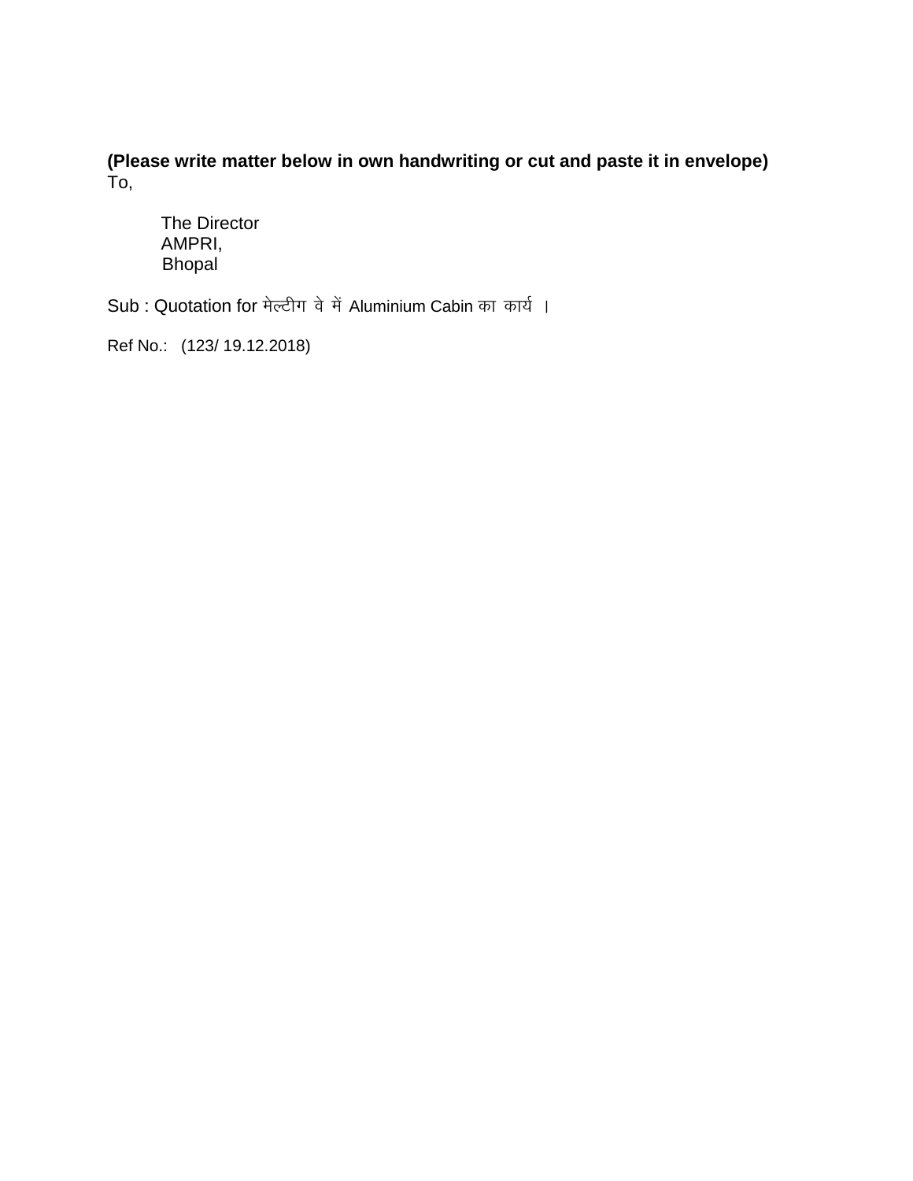**(Please write matter below in own handwriting or cut and paste it in envelope)**

To,

The Director
AMPRI,
Bhopal

Sub : Quotation for मेल्टीग वे में Aluminium Cabin का कार्य ।

Ref No.: (123/ 19.12.2018)